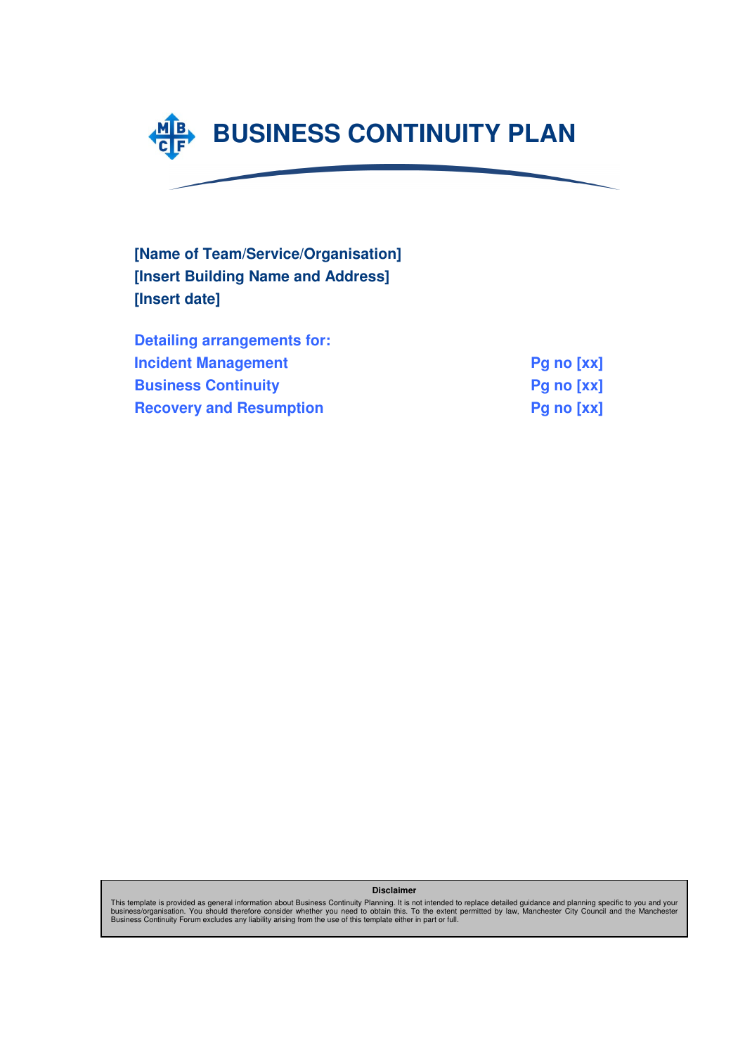# BUSINESS CONTINUITY PLAN

**[Name of Team/Service/Organisation]**
**[Insert Building Name and Address]**
**[Insert date]**

**Detailing arrangements for:**

| | |
|---|---|
| **Incident Management** | **Pg no [xx]** |
| **Business Continuity** | **Pg no [xx]** |
| **Recovery and Resumption** | **Pg no [xx]** |

**Disclaimer**

This template is provided as general information about Business Continuity Planning. It is not intended to replace detailed guidance and planning specific to you and your business/organisation. You should therefore consider whether you need to obtain this. To the extent permitted by law, Manchester City Council and the Manchester Business Continuity Forum excludes any liability arising from the use of this template either in part or full.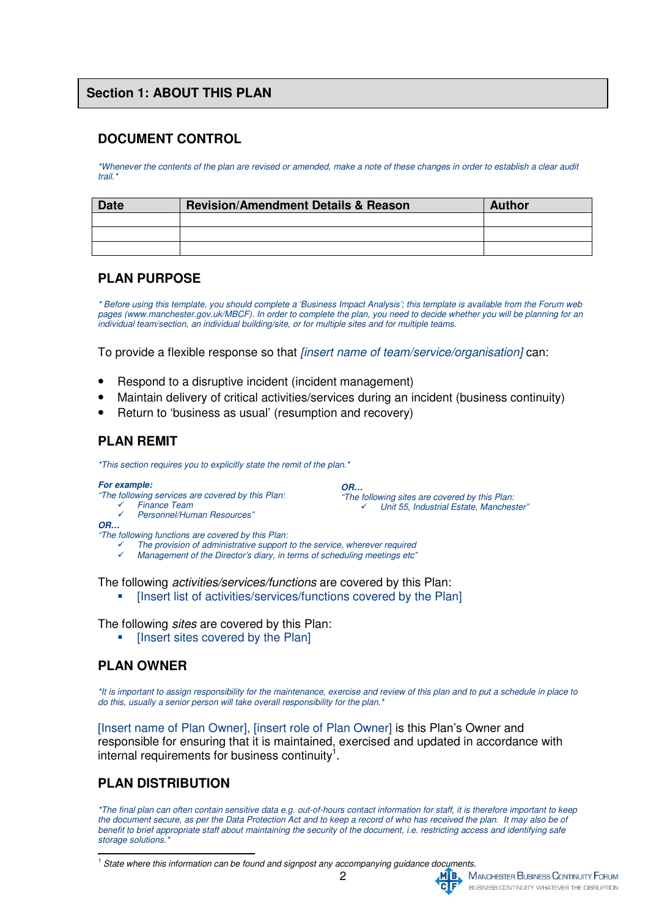## Section 1: ABOUT THIS PLAN

### DOCUMENT CONTROL

*\*Whenever the contents of the plan are revised or amended, make a note of these changes in order to establish a clear audit trail.\**

| Date | Revision/Amendment Details & Reason | Author |
|---|---|---|
| | | |
| | | |
| | | |

### PLAN PURPOSE

*\* Before using this template, you should complete a 'Business Impact Analysis'; this template is available from the Forum web pages (www.manchester.gov.uk/MBCF). In order to complete the plan, you need to decide whether you will be planning for an individual team/section, an individual building/site, or for multiple sites and for multiple teams.*

To provide a flexible response so that *[insert name of team/service/organisation]* can:

- Respond to a disruptive incident (incident management)
- Maintain delivery of critical activities/services during an incident (business continuity)
- Return to 'business as usual' (resumption and recovery)

### PLAN REMIT

*\*This section requires you to explicitly state the remit of the plan.\**

***For example:***

*"The following services are covered by this Plan:*
- ✓ *Finance Team*
- ✓ *Personnel/Human Resources"*

***OR…***

*"The following sites are covered by this Plan:*
- ✓ *Unit 55, Industrial Estate, Manchester"*

***OR…***

*"The following functions are covered by this Plan:*
- ✓ *The provision of administrative support to the service, wherever required*
- ✓ *Management of the Director's diary, in terms of scheduling meetings etc"*

The following *activities/services/functions* are covered by this Plan:

- [Insert list of activities/services/functions covered by the Plan]

The following *sites* are covered by this Plan:

- [Insert sites covered by the Plan]

### PLAN OWNER

*\*It is important to assign responsibility for the maintenance, exercise and review of this plan and to put a schedule in place to do this, usually a senior person will take overall responsibility for the plan.\**

[Insert name of Plan Owner], [insert role of Plan Owner] is this Plan's Owner and responsible for ensuring that it is maintained, exercised and updated in accordance with internal requirements for business continuity[1].

### PLAN DISTRIBUTION

*\*The final plan can often contain sensitive data e.g. out-of-hours contact information for staff, it is therefore important to keep the document secure, as per the Data Protection Act and to keep a record of who has received the plan. It may also be of benefit to brief appropriate staff about maintaining the security of the document, i.e. restricting access and identifying safe storage solutions.\**

[1] State where this information can be found and signpost any accompanying guidance documents.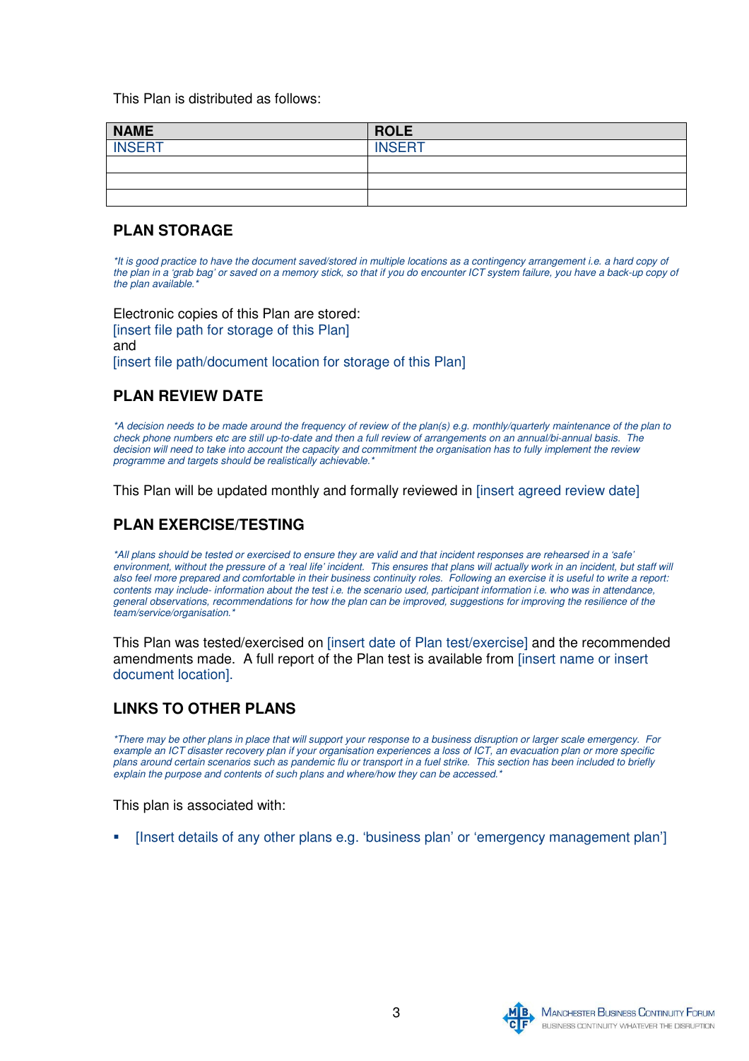This Plan is distributed as follows:

| NAME | ROLE |
|---|---|
| INSERT | INSERT |
| | |
| | |
| | |

## PLAN STORAGE

*\*It is good practice to have the document saved/stored in multiple locations as a contingency arrangement i.e. a hard copy of the plan in a 'grab bag' or saved on a memory stick, so that if you do encounter ICT system failure, you have a back-up copy of the plan available.\**

Electronic copies of this Plan are stored:
[insert file path for storage of this Plan]
and
[insert file path/document location for storage of this Plan]

## PLAN REVIEW DATE

*\*A decision needs to be made around the frequency of review of the plan(s) e.g. monthly/quarterly maintenance of the plan to check phone numbers etc are still up-to-date and then a full review of arrangements on an annual/bi-annual basis. The decision will need to take into account the capacity and commitment the organisation has to fully implement the review programme and targets should be realistically achievable.\**

This Plan will be updated monthly and formally reviewed in [insert agreed review date]

## PLAN EXERCISE/TESTING

*\*All plans should be tested or exercised to ensure they are valid and that incident responses are rehearsed in a 'safe' environment, without the pressure of a 'real life' incident. This ensures that plans will actually work in an incident, but staff will also feel more prepared and comfortable in their business continuity roles. Following an exercise it is useful to write a report: contents may include- information about the test i.e. the scenario used, participant information i.e. who was in attendance, general observations, recommendations for how the plan can be improved, suggestions for improving the resilience of the team/service/organisation.\**

This Plan was tested/exercised on [insert date of Plan test/exercise] and the recommended amendments made. A full report of the Plan test is available from [insert name or insert document location].

## LINKS TO OTHER PLANS

*\*There may be other plans in place that will support your response to a business disruption or larger scale emergency. For example an ICT disaster recovery plan if your organisation experiences a loss of ICT, an evacuation plan or more specific plans around certain scenarios such as pandemic flu or transport in a fuel strike. This section has been included to briefly explain the purpose and contents of such plans and where/how they can be accessed.\**

This plan is associated with:

- [Insert details of any other plans e.g. 'business plan' or 'emergency management plan']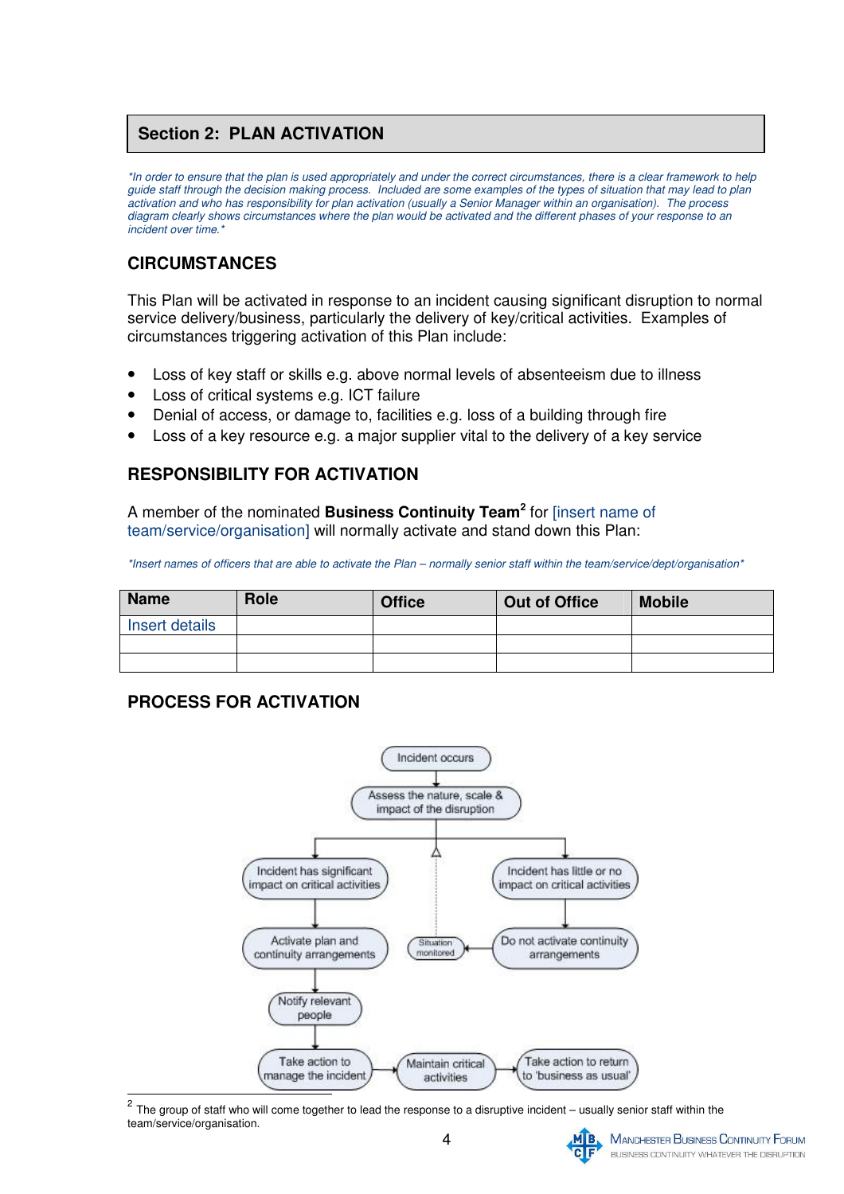## Section 2: PLAN ACTIVATION

*\*In order to ensure that the plan is used appropriately and under the correct circumstances, there is a clear framework to help guide staff through the decision making process. Included are some examples of the types of situation that may lead to plan activation and who has responsibility for plan activation (usually a Senior Manager within an organisation). The process diagram clearly shows circumstances where the plan would be activated and the different phases of your response to an incident over time.\**

### CIRCUMSTANCES

This Plan will be activated in response to an incident causing significant disruption to normal service delivery/business, particularly the delivery of key/critical activities. Examples of circumstances triggering activation of this Plan include:

- Loss of key staff or skills e.g. above normal levels of absenteeism due to illness
- Loss of critical systems e.g. ICT failure
- Denial of access, or damage to, facilities e.g. loss of a building through fire
- Loss of a key resource e.g. a major supplier vital to the delivery of a key service

### RESPONSIBILITY FOR ACTIVATION

A member of the nominated **Business Continuity Team**[2] for [insert name of team/service/organisation] will normally activate and stand down this Plan:

*\*Insert names of officers that are able to activate the Plan – normally senior staff within the team/service/dept/organisation\**

| Name | Role | Office | Out of Office | Mobile |
|---|---|---|---|---|
| Insert details | | | | |
| | | | | |
| | | | | |

### PROCESS FOR ACTIVATION

Incident occurs

Assess the nature, scale & impact of the disruption

Incident has significant impact on critical activities

Incident has little or no impact on critical activities

Activate plan and continuity arrangements

Situation monitored

Do not activate continuity arrangements

Notify relevant people

Take action to manage the incident

Maintain critical activities

Take action to return to 'business as usual'

[2] The group of staff who will come together to lead the response to a disruptive incident – usually senior staff within the team/service/organisation.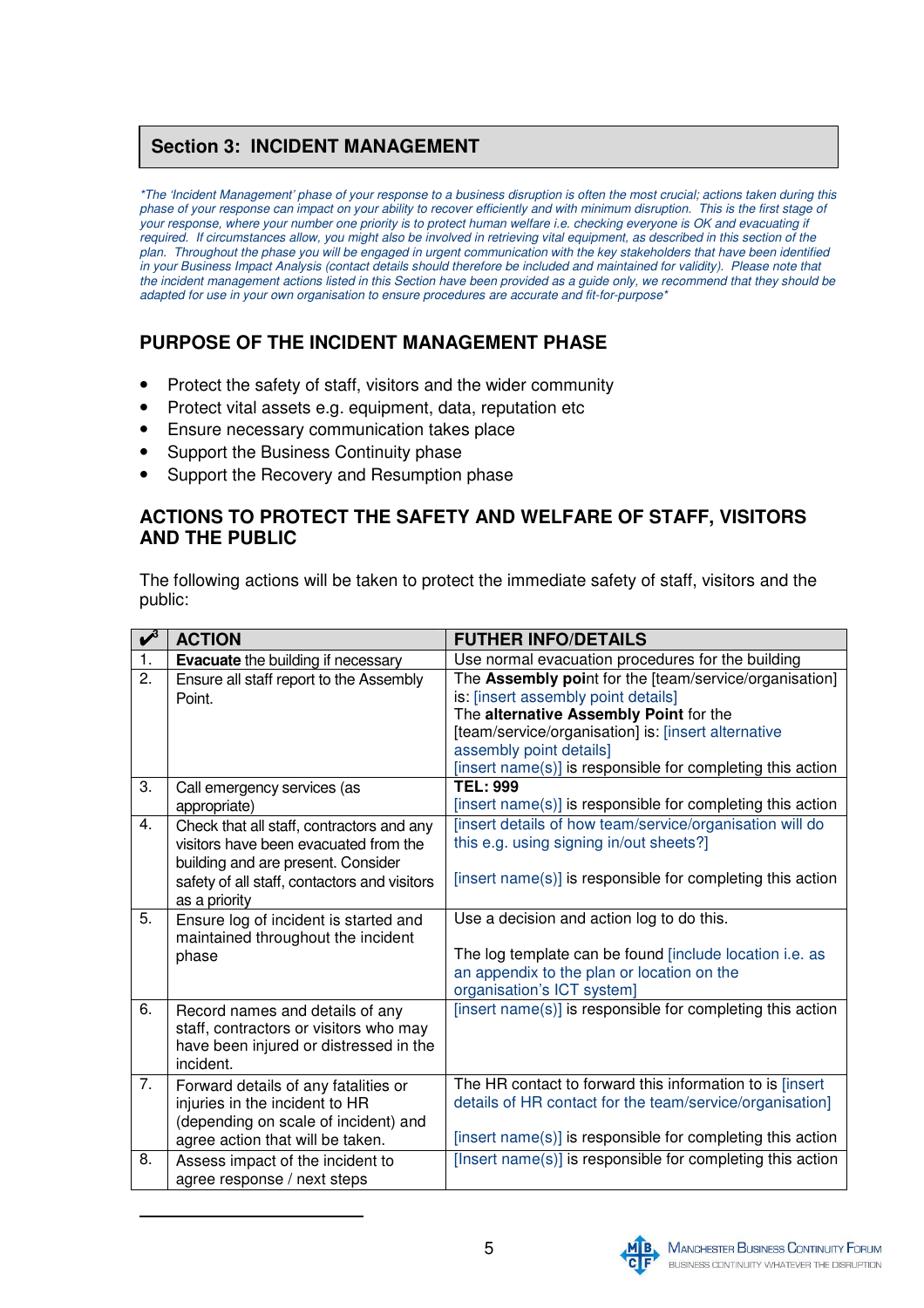## Section 3: INCIDENT MANAGEMENT

*\*The 'Incident Management' phase of your response to a business disruption is often the most crucial; actions taken during this phase of your response can impact on your ability to recover efficiently and with minimum disruption. This is the first stage of your response, where your number one priority is to protect human welfare i.e. checking everyone is OK and evacuating if required. If circumstances allow, you might also be involved in retrieving vital equipment, as described in this section of the plan. Throughout the phase you will be engaged in urgent communication with the key stakeholders that have been identified in your Business Impact Analysis (contact details should therefore be included and maintained for validity). Please note that the incident management actions listed in this Section have been provided as a guide only, we recommend that they should be adapted for use in your own organisation to ensure procedures are accurate and fit-for-purpose\**

### PURPOSE OF THE INCIDENT MANAGEMENT PHASE

- Protect the safety of staff, visitors and the wider community
- Protect vital assets e.g. equipment, data, reputation etc
- Ensure necessary communication takes place
- Support the Business Continuity phase
- Support the Recovery and Resumption phase

### ACTIONS TO PROTECT THE SAFETY AND WELFARE OF STAFF, VISITORS AND THE PUBLIC

The following actions will be taken to protect the immediate safety of staff, visitors and the public:

| ✔[3] | ACTION | FUTHER INFO/DETAILS |
|---|---|---|
| 1. | **Evacuate** the building if necessary | Use normal evacuation procedures for the building |
| 2. | Ensure all staff report to the Assembly Point. | The **Assembly poi**nt for the [team/service/organisation] is: [insert assembly point details]<br>The **alternative Assembly Point** for the [team/service/organisation] is: [insert alternative assembly point details]<br>[insert name(s)] is responsible for completing this action |
| 3. | Call emergency services (as appropriate) | **TEL: 999**<br>[insert name(s)] is responsible for completing this action |
| 4. | Check that all staff, contractors and any visitors have been evacuated from the building and are present. Consider safety of all staff, contactors and visitors as a priority | [insert details of how team/service/organisation will do this e.g. using signing in/out sheets?]<br><br>[insert name(s)] is responsible for completing this action |
| 5. | Ensure log of incident is started and maintained throughout the incident phase | Use a decision and action log to do this.<br><br>The log template can be found [include location i.e. as an appendix to the plan or location on the organisation's ICT system] |
| 6. | Record names and details of any staff, contractors or visitors who may have been injured or distressed in the incident. | [insert name(s)] is responsible for completing this action |
| 7. | Forward details of any fatalities or injuries in the incident to HR (depending on scale of incident) and agree action that will be taken. | The HR contact to forward this information to is [insert details of HR contact for the team/service/organisation]<br><br>[insert name(s)] is responsible for completing this action |
| 8. | Assess impact of the incident to agree response / next steps | [Insert name(s)] is responsible for completing this action |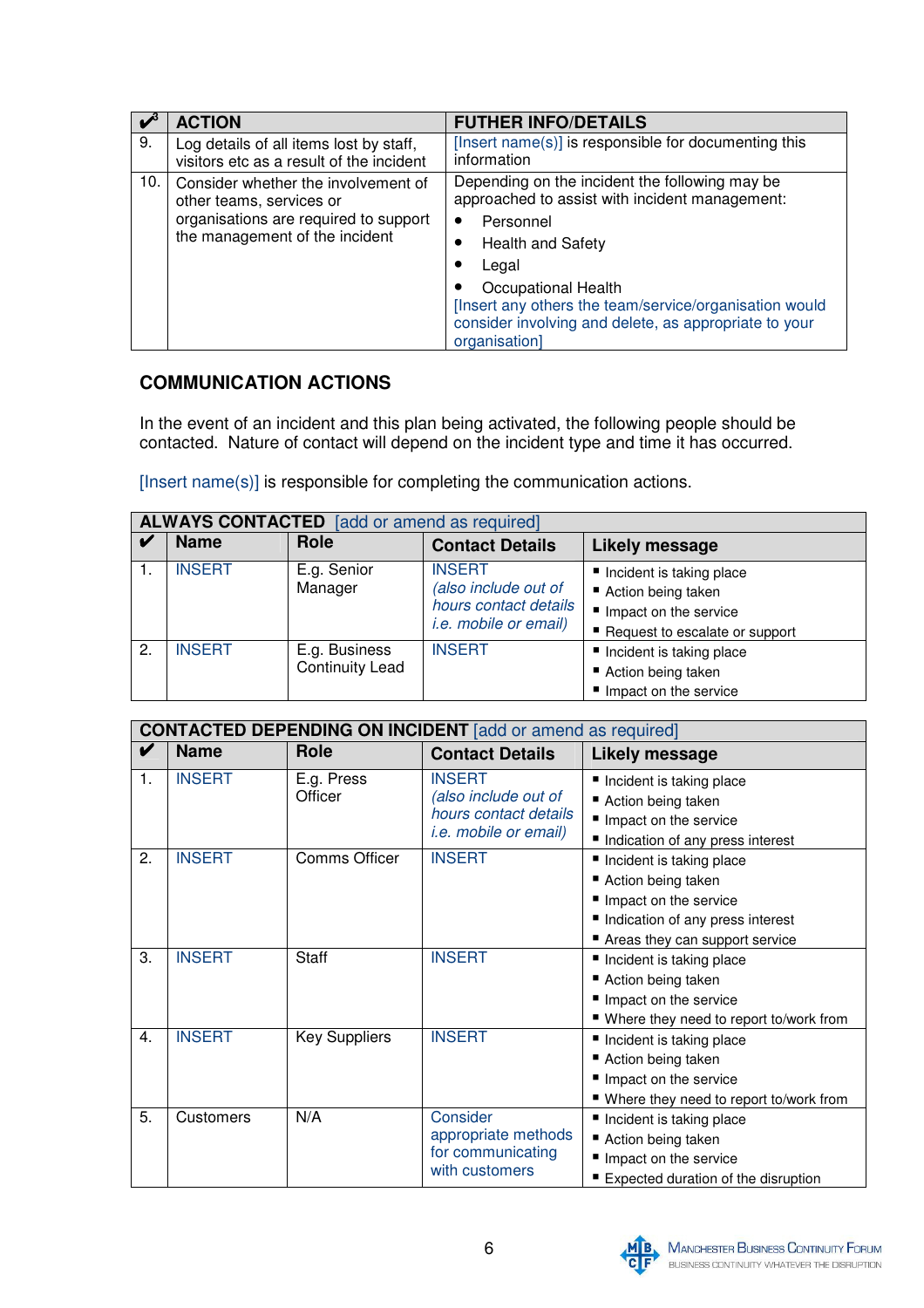| ✔ | ACTION | FUTHER INFO/DETAILS |
|---|---|---|
| 9. | Log details of all items lost by staff, visitors etc as a result of the incident | [Insert name(s)] is responsible for documenting this information |
| 10. | Consider whether the involvement of other teams, services or organisations are required to support the management of the incident | Depending on the incident the following may be approached to assist with incident management:<br>• Personnel<br>• Health and Safety<br>• Legal<br>• Occupational Health<br>[Insert any others the team/service/organisation would consider involving and delete, as appropriate to your organisation] |

## COMMUNICATION ACTIONS

In the event of an incident and this plan being activated, the following people should be contacted. Nature of contact will depend on the incident type and time it has occurred.

[Insert name(s)] is responsible for completing the communication actions.

| ALWAYS CONTACTED [add or amend as required] | | | | |
|---|---|---|---|---|
| ✔ | Name | Role | Contact Details | Likely message |
| 1. | INSERT | E.g. Senior Manager | INSERT *(also include out of hours contact details i.e. mobile or email)* | ▪ Incident is taking place<br>▪ Action being taken<br>▪ Impact on the service<br>▪ Request to escalate or support |
| 2. | INSERT | E.g. Business Continuity Lead | INSERT | ▪ Incident is taking place<br>▪ Action being taken<br>▪ Impact on the service |

| CONTACTED DEPENDING ON INCIDENT [add or amend as required] | | | | |
|---|---|---|---|---|
| ✔ | Name | Role | Contact Details | Likely message |
| 1. | INSERT | E.g. Press Officer | INSERT *(also include out of hours contact details i.e. mobile or email)* | ▪ Incident is taking place<br>▪ Action being taken<br>▪ Impact on the service<br>▪ Indication of any press interest |
| 2. | INSERT | Comms Officer | INSERT | ▪ Incident is taking place<br>▪ Action being taken<br>▪ Impact on the service<br>▪ Indication of any press interest<br>▪ Areas they can support service |
| 3. | INSERT | Staff | INSERT | ▪ Incident is taking place<br>▪ Action being taken<br>▪ Impact on the service<br>▪ Where they need to report to/work from |
| 4. | INSERT | Key Suppliers | INSERT | ▪ Incident is taking place<br>▪ Action being taken<br>▪ Impact on the service<br>▪ Where they need to report to/work from |
| 5. | Customers | N/A | Consider appropriate methods for communicating with customers | ▪ Incident is taking place<br>▪ Action being taken<br>▪ Impact on the service<br>▪ Expected duration of the disruption |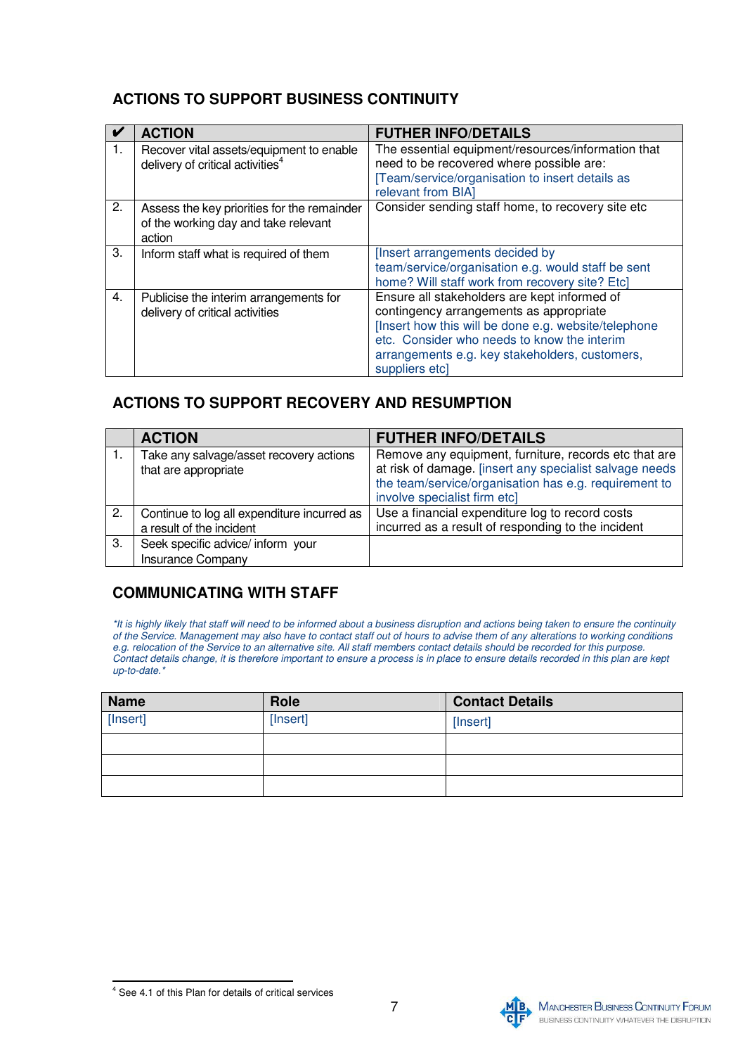## ACTIONS TO SUPPORT BUSINESS CONTINUITY

| ✔ | ACTION | FUTHER INFO/DETAILS |
|---|---|---|
| 1. | Recover vital assets/equipment to enable delivery of critical activities[4] | The essential equipment/resources/information that need to be recovered where possible are: [Team/service/organisation to insert details as relevant from BIA] |
| 2. | Assess the key priorities for the remainder of the working day and take relevant action | Consider sending staff home, to recovery site etc |
| 3. | Inform staff what is required of them | [Insert arrangements decided by team/service/organisation e.g. would staff be sent home? Will staff work from recovery site? Etc] |
| 4. | Publicise the interim arrangements for delivery of critical activities | Ensure all stakeholders are kept informed of contingency arrangements as appropriate [Insert how this will be done e.g. website/telephone etc. Consider who needs to know the interim arrangements e.g. key stakeholders, customers, suppliers etc] |

## ACTIONS TO SUPPORT RECOVERY AND RESUMPTION

| | ACTION | FUTHER INFO/DETAILS |
|---|---|---|
| 1. | Take any salvage/asset recovery actions that are appropriate | Remove any equipment, furniture, records etc that are at risk of damage. [insert any specialist salvage needs the team/service/organisation has e.g. requirement to involve specialist firm etc] |
| 2. | Continue to log all expenditure incurred as a result of the incident | Use a financial expenditure log to record costs incurred as a result of responding to the incident |
| 3. | Seek specific advice/ inform your Insurance Company | |

## COMMUNICATING WITH STAFF

*\*It is highly likely that staff will need to be informed about a business disruption and actions being taken to ensure the continuity of the Service. Management may also have to contact staff out of hours to advise them of any alterations to working conditions e.g. relocation of the Service to an alternative site. All staff members contact details should be recorded for this purpose. Contact details change, it is therefore important to ensure a process is in place to ensure details recorded in this plan are kept up-to-date.\**

| Name | Role | Contact Details |
|---|---|---|
| [Insert] | [Insert] | [Insert] |
| | | |
| | | |
| | | |

[4] See 4.1 of this Plan for details of critical services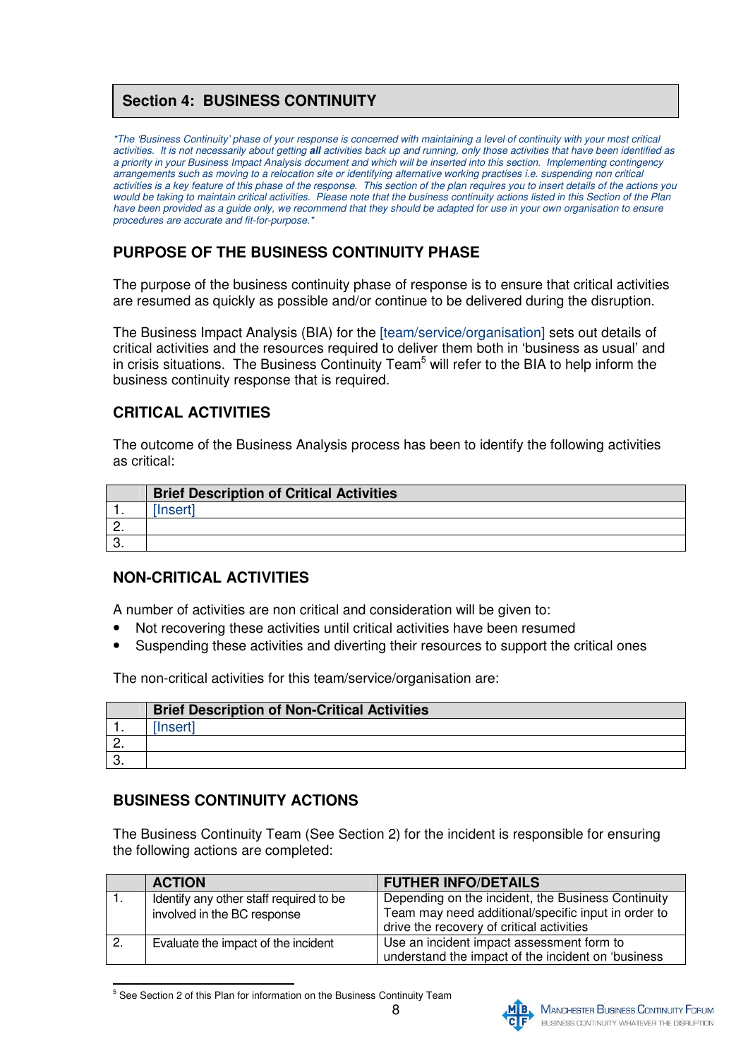## Section 4: BUSINESS CONTINUITY

*\*The 'Business Continuity' phase of your response is concerned with maintaining a level of continuity with your most critical activities. It is not necessarily about getting **all** activities back up and running, only those activities that have been identified as a priority in your Business Impact Analysis document and which will be inserted into this section. Implementing contingency arrangements such as moving to a relocation site or identifying alternative working practises i.e. suspending non critical activities is a key feature of this phase of the response. This section of the plan requires you to insert details of the actions you would be taking to maintain critical activities. Please note that the business continuity actions listed in this Section of the Plan have been provided as a guide only, we recommend that they should be adapted for use in your own organisation to ensure procedures are accurate and fit-for-purpose.\**

### PURPOSE OF THE BUSINESS CONTINUITY PHASE

The purpose of the business continuity phase of response is to ensure that critical activities are resumed as quickly as possible and/or continue to be delivered during the disruption.

The Business Impact Analysis (BIA) for the [team/service/organisation] sets out details of critical activities and the resources required to deliver them both in 'business as usual' and in crisis situations. The Business Continuity Team[5] will refer to the BIA to help inform the business continuity response that is required.

### CRITICAL ACTIVITIES

The outcome of the Business Analysis process has been to identify the following activities as critical:

| | Brief Description of Critical Activities |
|---|---|
| 1. | [Insert] |
| 2. | |
| 3. | |

### NON-CRITICAL ACTIVITIES

A number of activities are non critical and consideration will be given to:

- Not recovering these activities until critical activities have been resumed
- Suspending these activities and diverting their resources to support the critical ones

The non-critical activities for this team/service/organisation are:

| | Brief Description of Non-Critical Activities |
|---|---|
| 1. | [Insert] |
| 2. | |
| 3. | |

### BUSINESS CONTINUITY ACTIONS

The Business Continuity Team (See Section 2) for the incident is responsible for ensuring the following actions are completed:

| | ACTION | FUTHER INFO/DETAILS |
|---|---|---|
| 1. | Identify any other staff required to be involved in the BC response | Depending on the incident, the Business Continuity Team may need additional/specific input in order to drive the recovery of critical activities |
| 2. | Evaluate the impact of the incident | Use an incident impact assessment form to understand the impact of the incident on 'business |

[5] See Section 2 of this Plan for information on the Business Continuity Team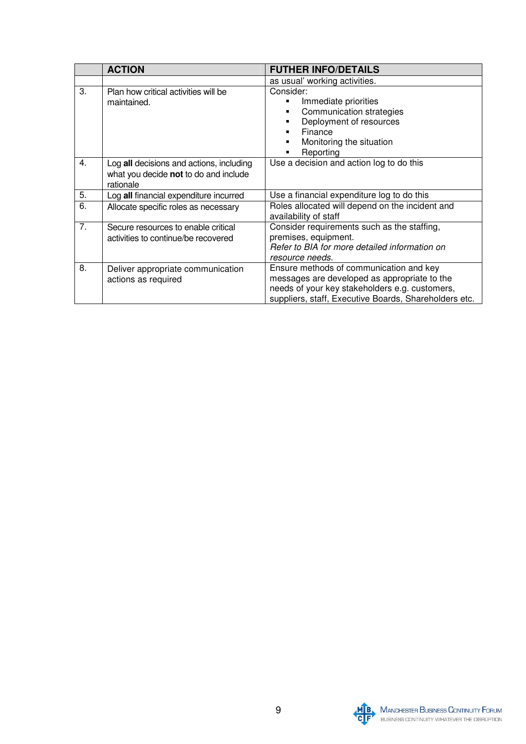| | ACTION | FUTHER INFO/DETAILS |
|---|---|---|
| | | as usual' working activities. |
| 3. | Plan how critical activities will be maintained. | Consider:<br>▪ Immediate priorities<br>▪ Communication strategies<br>▪ Deployment of resources<br>▪ Finance<br>▪ Monitoring the situation<br>▪ Reporting |
| 4. | Log **all** decisions and actions, including what you decide **not** to do and include rationale | Use a decision and action log to do this |
| 5. | Log **all** financial expenditure incurred | Use a financial expenditure log to do this |
| 6. | Allocate specific roles as necessary | Roles allocated will depend on the incident and availability of staff |
| 7. | Secure resources to enable critical activities to continue/be recovered | Consider requirements such as the staffing, premises, equipment.<br>*Refer to BIA for more detailed information on resource needs.* |
| 8. | Deliver appropriate communication actions as required | Ensure methods of communication and key messages are developed as appropriate to the needs of your key stakeholders e.g. customers, suppliers, staff, Executive Boards, Shareholders etc. |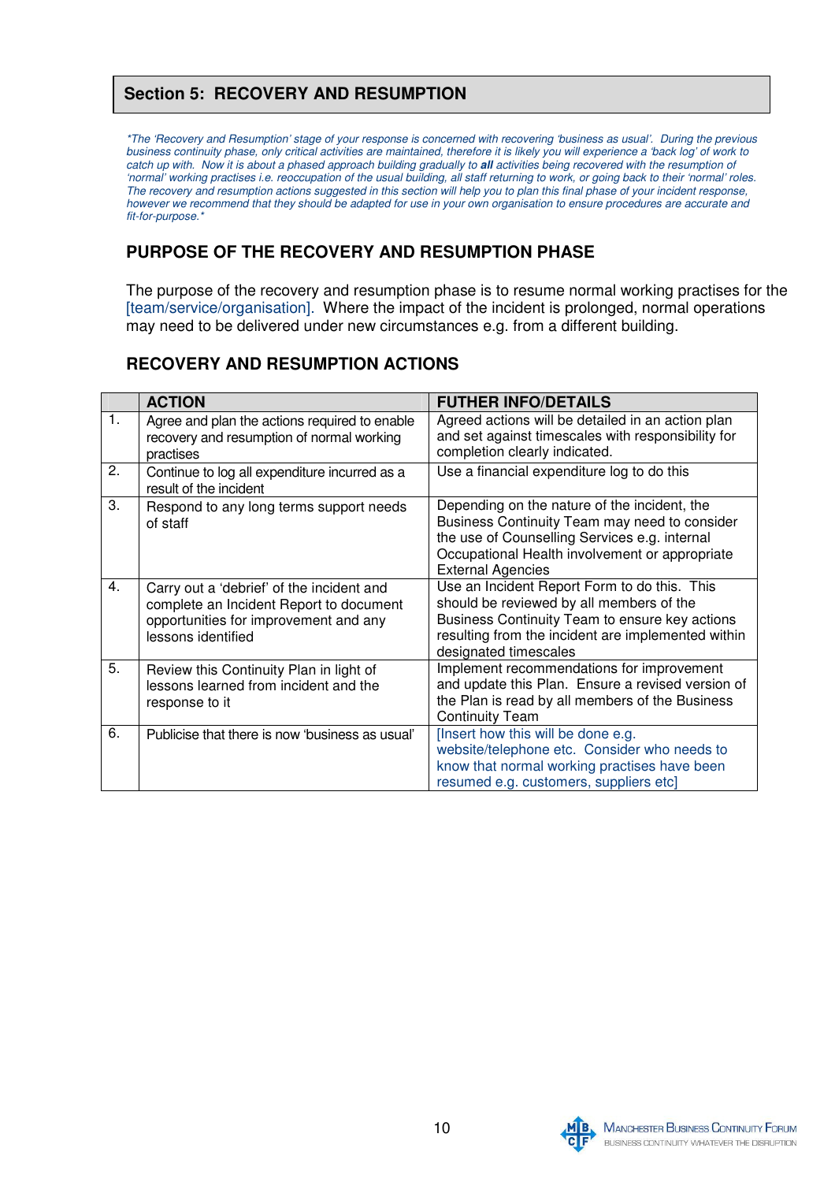## Section 5: RECOVERY AND RESUMPTION

*\*The 'Recovery and Resumption' stage of your response is concerned with recovering 'business as usual'. During the previous business continuity phase, only critical activities are maintained, therefore it is likely you will experience a 'back log' of work to catch up with. Now it is about a phased approach building gradually to **all** activities being recovered with the resumption of 'normal' working practises i.e. reoccupation of the usual building, all staff returning to work, or going back to their 'normal' roles. The recovery and resumption actions suggested in this section will help you to plan this final phase of your incident response, however we recommend that they should be adapted for use in your own organisation to ensure procedures are accurate and fit-for-purpose.\**

### PURPOSE OF THE RECOVERY AND RESUMPTION PHASE

The purpose of the recovery and resumption phase is to resume normal working practises for the [team/service/organisation]. Where the impact of the incident is prolonged, normal operations may need to be delivered under new circumstances e.g. from a different building.

### RECOVERY AND RESUMPTION ACTIONS

| | ACTION | FUTHER INFO/DETAILS |
|---|---|---|
| 1. | Agree and plan the actions required to enable recovery and resumption of normal working practises | Agreed actions will be detailed in an action plan and set against timescales with responsibility for completion clearly indicated. |
| 2. | Continue to log all expenditure incurred as a result of the incident | Use a financial expenditure log to do this |
| 3. | Respond to any long terms support needs of staff | Depending on the nature of the incident, the Business Continuity Team may need to consider the use of Counselling Services e.g. internal Occupational Health involvement or appropriate External Agencies |
| 4. | Carry out a 'debrief' of the incident and complete an Incident Report to document opportunities for improvement and any lessons identified | Use an Incident Report Form to do this. This should be reviewed by all members of the Business Continuity Team to ensure key actions resulting from the incident are implemented within designated timescales |
| 5. | Review this Continuity Plan in light of lessons learned from incident and the response to it | Implement recommendations for improvement and update this Plan. Ensure a revised version of the Plan is read by all members of the Business Continuity Team |
| 6. | Publicise that there is now 'business as usual' | [Insert how this will be done e.g. website/telephone etc. Consider who needs to know that normal working practises have been resumed e.g. customers, suppliers etc] |